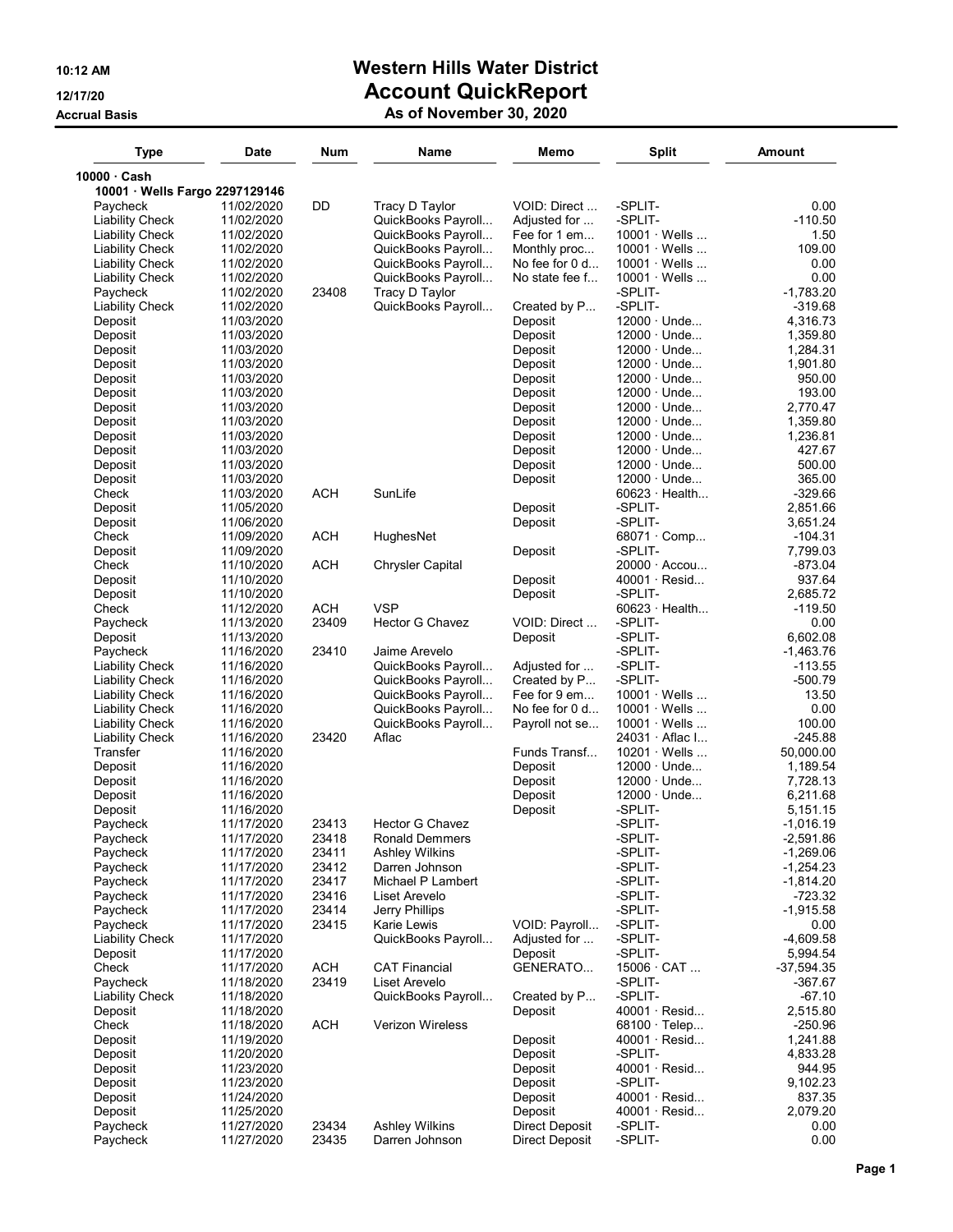# Western Hills Water District

## Account QuickReport

### As of November 30, 2020

10:12 AM
12/17/20
Accrual Basis

| Type | Date | Num | Name | Memo | Split | Amount |
|---|---|---|---|---|---|---|
| **10000 · Cash** | | | | | | |
| **10001 · Wells Fargo 2297129146** | | | | | | |
| Paycheck | 11/02/2020 | DD | Tracy D Taylor | VOID: Direct ... | -SPLIT- | 0.00 |
| Liability Check | 11/02/2020 | | QuickBooks Payroll... | Adjusted for ... | -SPLIT- | -110.50 |
| Liability Check | 11/02/2020 | | QuickBooks Payroll... | Fee for 1 em... | 10001 · Wells ... | 1.50 |
| Liability Check | 11/02/2020 | | QuickBooks Payroll... | Monthly proc... | 10001 · Wells ... | 109.00 |
| Liability Check | 11/02/2020 | | QuickBooks Payroll... | No fee for 0 d... | 10001 · Wells ... | 0.00 |
| Liability Check | 11/02/2020 | | QuickBooks Payroll... | No state fee f... | 10001 · Wells ... | 0.00 |
| Paycheck | 11/02/2020 | 23408 | Tracy D Taylor | | -SPLIT- | -1,783.20 |
| Liability Check | 11/02/2020 | | QuickBooks Payroll... | Created by P... | -SPLIT- | -319.68 |
| Deposit | 11/03/2020 | | | Deposit | 12000 · Unde... | 4,316.73 |
| Deposit | 11/03/2020 | | | Deposit | 12000 · Unde... | 1,359.80 |
| Deposit | 11/03/2020 | | | Deposit | 12000 · Unde... | 1,284.31 |
| Deposit | 11/03/2020 | | | Deposit | 12000 · Unde... | 1,901.80 |
| Deposit | 11/03/2020 | | | Deposit | 12000 · Unde... | 950.00 |
| Deposit | 11/03/2020 | | | Deposit | 12000 · Unde... | 193.00 |
| Deposit | 11/03/2020 | | | Deposit | 12000 · Unde... | 2,770.47 |
| Deposit | 11/03/2020 | | | Deposit | 12000 · Unde... | 1,359.80 |
| Deposit | 11/03/2020 | | | Deposit | 12000 · Unde... | 1,236.81 |
| Deposit | 11/03/2020 | | | Deposit | 12000 · Unde... | 427.67 |
| Deposit | 11/03/2020 | | | Deposit | 12000 · Unde... | 500.00 |
| Deposit | 11/03/2020 | | | Deposit | 12000 · Unde... | 365.00 |
| Check | 11/03/2020 | ACH | SunLife | | 60623 · Health... | -329.66 |
| Deposit | 11/05/2020 | | | Deposit | -SPLIT- | 2,851.66 |
| Deposit | 11/06/2020 | | | Deposit | -SPLIT- | 3,651.24 |
| Check | 11/09/2020 | ACH | HughesNet | | 68071 · Comp... | -104.31 |
| Deposit | 11/09/2020 | | | Deposit | -SPLIT- | 7,799.03 |
| Check | 11/10/2020 | ACH | Chrysler Capital | | 20000 · Accou... | -873.04 |
| Deposit | 11/10/2020 | | | Deposit | 40001 · Resid... | 937.64 |
| Deposit | 11/10/2020 | | | Deposit | -SPLIT- | 2,685.72 |
| Check | 11/12/2020 | ACH | VSP | | 60623 · Health... | -119.50 |
| Paycheck | 11/13/2020 | 23409 | Hector G Chavez | VOID: Direct ... | -SPLIT- | 0.00 |
| Deposit | 11/13/2020 | | | Deposit | -SPLIT- | 6,602.08 |
| Paycheck | 11/16/2020 | 23410 | Jaime Arevelo | | -SPLIT- | -1,463.76 |
| Liability Check | 11/16/2020 | | QuickBooks Payroll... | Adjusted for ... | -SPLIT- | -113.55 |
| Liability Check | 11/16/2020 | | QuickBooks Payroll... | Created by P... | -SPLIT- | -500.79 |
| Liability Check | 11/16/2020 | | QuickBooks Payroll... | Fee for 9 em... | 10001 · Wells ... | 13.50 |
| Liability Check | 11/16/2020 | | QuickBooks Payroll... | No fee for 0 d... | 10001 · Wells ... | 0.00 |
| Liability Check | 11/16/2020 | | QuickBooks Payroll... | Payroll not se... | 10001 · Wells ... | 100.00 |
| Liability Check | 11/16/2020 | 23420 | Aflac | | 24031 · Aflac I... | -245.88 |
| Transfer | 11/16/2020 | | | Funds Transf... | 10201 · Wells ... | 50,000.00 |
| Deposit | 11/16/2020 | | | Deposit | 12000 · Unde... | 1,189.54 |
| Deposit | 11/16/2020 | | | Deposit | 12000 · Unde... | 7,728.13 |
| Deposit | 11/16/2020 | | | Deposit | 12000 · Unde... | 6,211.68 |
| Deposit | 11/16/2020 | | | Deposit | -SPLIT- | 5,151.15 |
| Paycheck | 11/17/2020 | 23413 | Hector G Chavez | | -SPLIT- | -1,016.19 |
| Paycheck | 11/17/2020 | 23418 | Ronald Demmers | | -SPLIT- | -2,591.86 |
| Paycheck | 11/17/2020 | 23411 | Ashley Wilkins | | -SPLIT- | -1,269.06 |
| Paycheck | 11/17/2020 | 23412 | Darren Johnson | | -SPLIT- | -1,254.23 |
| Paycheck | 11/17/2020 | 23417 | Michael P Lambert | | -SPLIT- | -1,814.20 |
| Paycheck | 11/17/2020 | 23416 | Liset Arevelo | | -SPLIT- | -723.32 |
| Paycheck | 11/17/2020 | 23414 | Jerry Phillips | | -SPLIT- | -1,915.58 |
| Paycheck | 11/17/2020 | 23415 | Karie Lewis | VOID: Payroll... | -SPLIT- | 0.00 |
| Liability Check | 11/17/2020 | | QuickBooks Payroll... | Adjusted for ... | -SPLIT- | -4,609.58 |
| Deposit | 11/17/2020 | | | Deposit | -SPLIT- | 5,994.54 |
| Check | 11/17/2020 | ACH | CAT Financial | GENERATO... | 15006 · CAT ... | -37,594.35 |
| Paycheck | 11/18/2020 | 23419 | Liset Arevelo | | -SPLIT- | -367.67 |
| Liability Check | 11/18/2020 | | QuickBooks Payroll... | Created by P... | -SPLIT- | -67.10 |
| Deposit | 11/18/2020 | | | Deposit | 40001 · Resid... | 2,515.80 |
| Check | 11/18/2020 | ACH | Verizon Wireless | | 68100 · Telep... | -250.96 |
| Deposit | 11/19/2020 | | | Deposit | 40001 · Resid... | 1,241.88 |
| Deposit | 11/20/2020 | | | Deposit | -SPLIT- | 4,833.28 |
| Deposit | 11/23/2020 | | | Deposit | 40001 · Resid... | 944.95 |
| Deposit | 11/23/2020 | | | Deposit | -SPLIT- | 9,102.23 |
| Deposit | 11/24/2020 | | | Deposit | 40001 · Resid... | 837.35 |
| Deposit | 11/25/2020 | | | Deposit | 40001 · Resid... | 2,079.20 |
| Paycheck | 11/27/2020 | 23434 | Ashley Wilkins | Direct Deposit | -SPLIT- | 0.00 |
| Paycheck | 11/27/2020 | 23435 | Darren Johnson | Direct Deposit | -SPLIT- | 0.00 |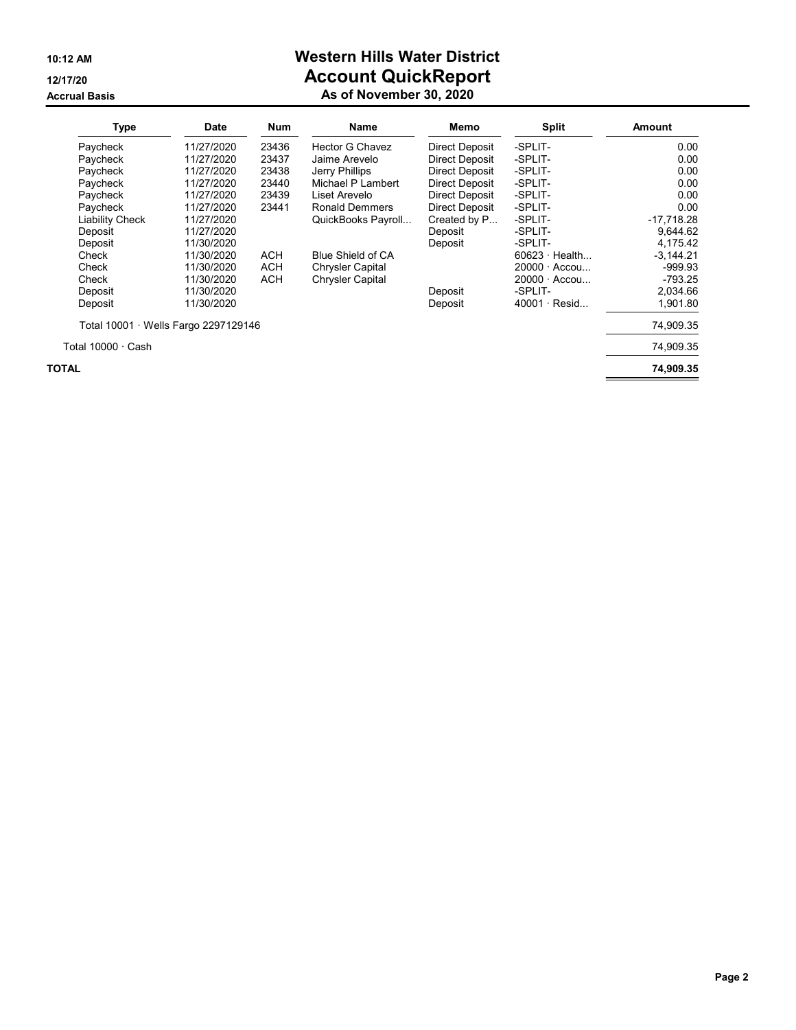# Western Hills Water District
## Account QuickReport
### As of November 30, 2020

10:12 AM
12/17/20
Accrual Basis

| Type | Date | Num | Name | Memo | Split | Amount |
|---|---|---|---|---|---|---|
| Paycheck | 11/27/2020 | 23436 | Hector G Chavez | Direct Deposit | -SPLIT- | 0.00 |
| Paycheck | 11/27/2020 | 23437 | Jaime Arevelo | Direct Deposit | -SPLIT- | 0.00 |
| Paycheck | 11/27/2020 | 23438 | Jerry Phillips | Direct Deposit | -SPLIT- | 0.00 |
| Paycheck | 11/27/2020 | 23440 | Michael P Lambert | Direct Deposit | -SPLIT- | 0.00 |
| Paycheck | 11/27/2020 | 23439 | Liset Arevelo | Direct Deposit | -SPLIT- | 0.00 |
| Paycheck | 11/27/2020 | 23441 | Ronald Demmers | Direct Deposit | -SPLIT- | 0.00 |
| Liability Check | 11/27/2020 | | QuickBooks Payroll... | Created by P... | -SPLIT- | -17,718.28 |
| Deposit | 11/27/2020 | | | Deposit | -SPLIT- | 9,644.62 |
| Deposit | 11/30/2020 | | | Deposit | -SPLIT- | 4,175.42 |
| Check | 11/30/2020 | ACH | Blue Shield of CA | | 60623 · Health... | -3,144.21 |
| Check | 11/30/2020 | ACH | Chrysler Capital | | 20000 · Accou... | -999.93 |
| Check | 11/30/2020 | ACH | Chrysler Capital | | 20000 · Accou... | -793.25 |
| Deposit | 11/30/2020 | | | Deposit | -SPLIT- | 2,034.66 |
| Deposit | 11/30/2020 | | | Deposit | 40001 · Resid... | 1,901.80 |
| Total 10001 · Wells Fargo 2297129146 | | | | | | 74,909.35 |
| Total 10000 · Cash | | | | | | 74,909.35 |
| **TOTAL** | | | | | | **74,909.35** |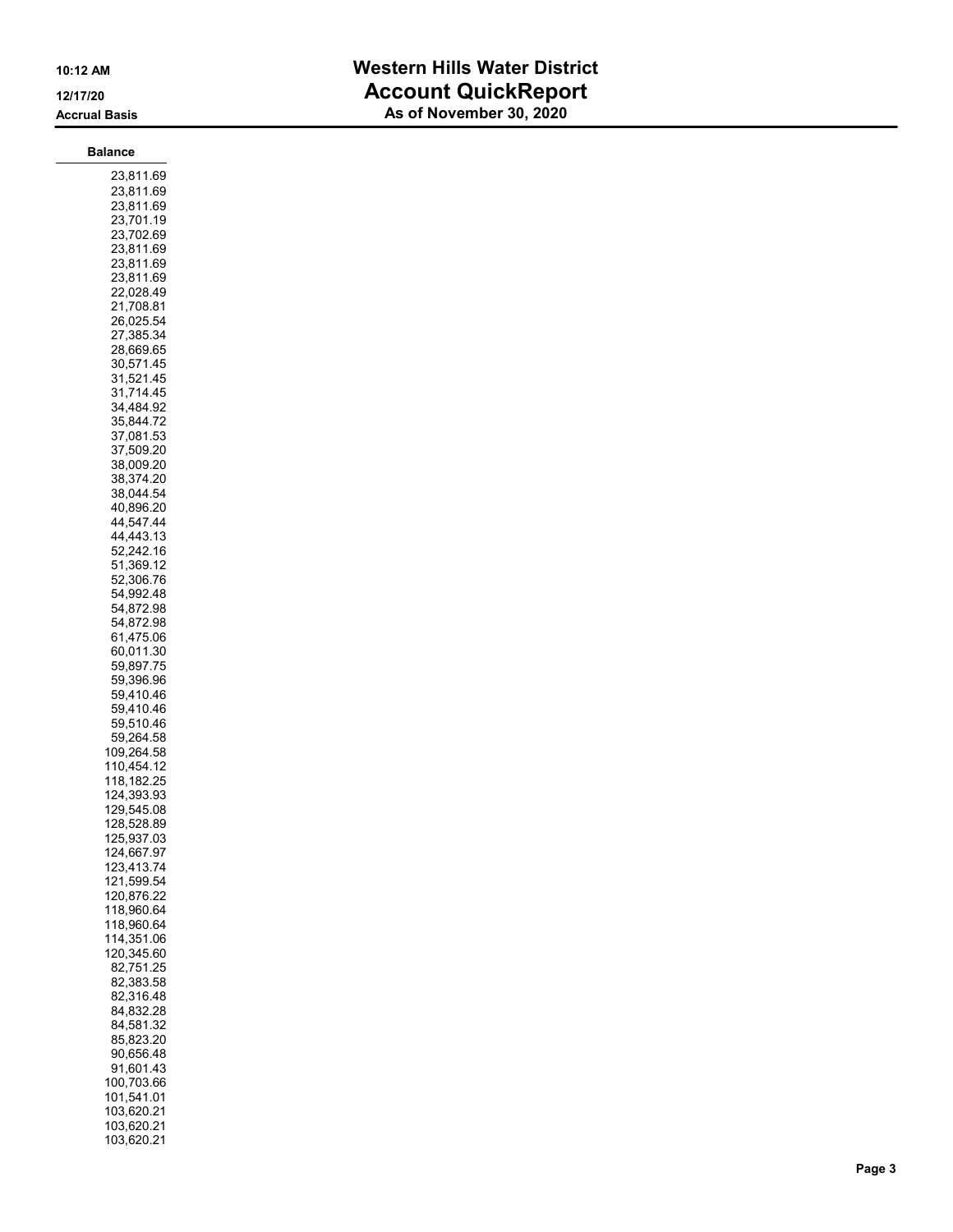# Western Hills Water District
## Account QuickReport
### As of November 30, 2020

10:12 AM
12/17/20
Accrual Basis

| Balance |
|---:|
| 23,811.69 |
| 23,811.69 |
| 23,811.69 |
| 23,701.19 |
| 23,702.69 |
| 23,811.69 |
| 23,811.69 |
| 23,811.69 |
| 22,028.49 |
| 21,708.81 |
| 26,025.54 |
| 27,385.34 |
| 28,669.65 |
| 30,571.45 |
| 31,521.45 |
| 31,714.45 |
| 34,484.92 |
| 35,844.72 |
| 37,081.53 |
| 37,509.20 |
| 38,009.20 |
| 38,374.20 |
| 38,044.54 |
| 40,896.20 |
| 44,547.44 |
| 44,443.13 |
| 52,242.16 |
| 51,369.12 |
| 52,306.76 |
| 54,992.48 |
| 54,872.98 |
| 54,872.98 |
| 61,475.06 |
| 60,011.30 |
| 59,897.75 |
| 59,396.96 |
| 59,410.46 |
| 59,410.46 |
| 59,510.46 |
| 59,264.58 |
| 109,264.58 |
| 110,454.12 |
| 118,182.25 |
| 124,393.93 |
| 129,545.08 |
| 128,528.89 |
| 125,937.03 |
| 124,667.97 |
| 123,413.74 |
| 121,599.54 |
| 120,876.22 |
| 118,960.64 |
| 118,960.64 |
| 114,351.06 |
| 120,345.60 |
| 82,751.25 |
| 82,383.58 |
| 82,316.48 |
| 84,832.28 |
| 84,581.32 |
| 85,823.20 |
| 90,656.48 |
| 91,601.43 |
| 100,703.66 |
| 101,541.01 |
| 103,620.21 |
| 103,620.21 |
| 103,620.21 |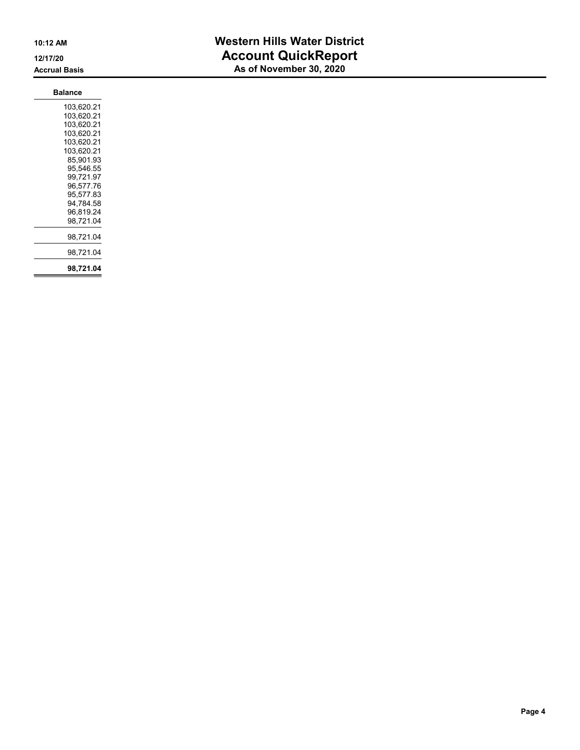# Western Hills Water District
## Account QuickReport
### As of November 30, 2020

10:12 AM
12/17/20
**Accrual Basis**

| Balance |
|---|
| 103,620.21 |
| 103,620.21 |
| 103,620.21 |
| 103,620.21 |
| 103,620.21 |
| 103,620.21 |
| 85,901.93 |
| 95,546.55 |
| 99,721.97 |
| 96,577.76 |
| 95,577.83 |
| 94,784.58 |
| 96,819.24 |
| 98,721.04 |
| 98,721.04 |
| 98,721.04 |
| **98,721.04** |